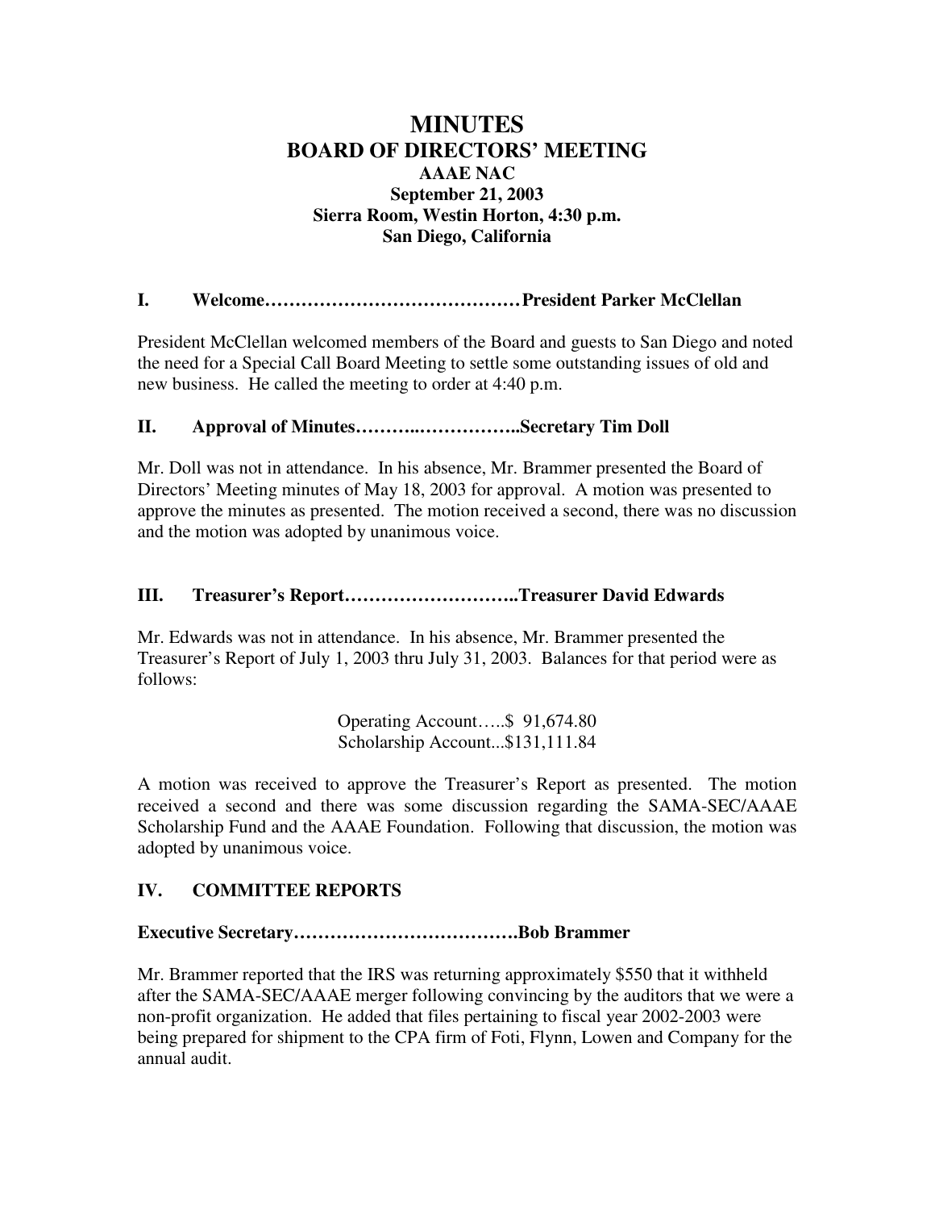# MINUTES
## BOARD OF DIRECTORS' MEETING
### AAAE NAC
### September 21, 2003
### Sierra Room, Westin Horton, 4:30 p.m.
### San Diego, California

## I. Welcome……………………………………President Parker McClellan

President McClellan welcomed members of the Board and guests to San Diego and noted the need for a Special Call Board Meeting to settle some outstanding issues of old and new business. He called the meeting to order at 4:40 p.m.

## II. Approval of Minutes………..……………..Secretary Tim Doll

Mr. Doll was not in attendance. In his absence, Mr. Brammer presented the Board of Directors' Meeting minutes of May 18, 2003 for approval. A motion was presented to approve the minutes as presented. The motion received a second, there was no discussion and the motion was adopted by unanimous voice.

## III. Treasurer's Report………………………..Treasurer David Edwards

Mr. Edwards was not in attendance. In his absence, Mr. Brammer presented the Treasurer's Report of July 1, 2003 thru July 31, 2003. Balances for that period were as follows:

Operating Account…..$ 91,674.80
Scholarship Account...$131,111.84

A motion was received to approve the Treasurer's Report as presented. The motion received a second and there was some discussion regarding the SAMA-SEC/AAAE Scholarship Fund and the AAAE Foundation. Following that discussion, the motion was adopted by unanimous voice.

## IV. COMMITTEE REPORTS

**Executive Secretary……………………………….Bob Brammer**

Mr. Brammer reported that the IRS was returning approximately $550 that it withheld after the SAMA-SEC/AAAE merger following convincing by the auditors that we were a non-profit organization. He added that files pertaining to fiscal year 2002-2003 were being prepared for shipment to the CPA firm of Foti, Flynn, Lowen and Company for the annual audit.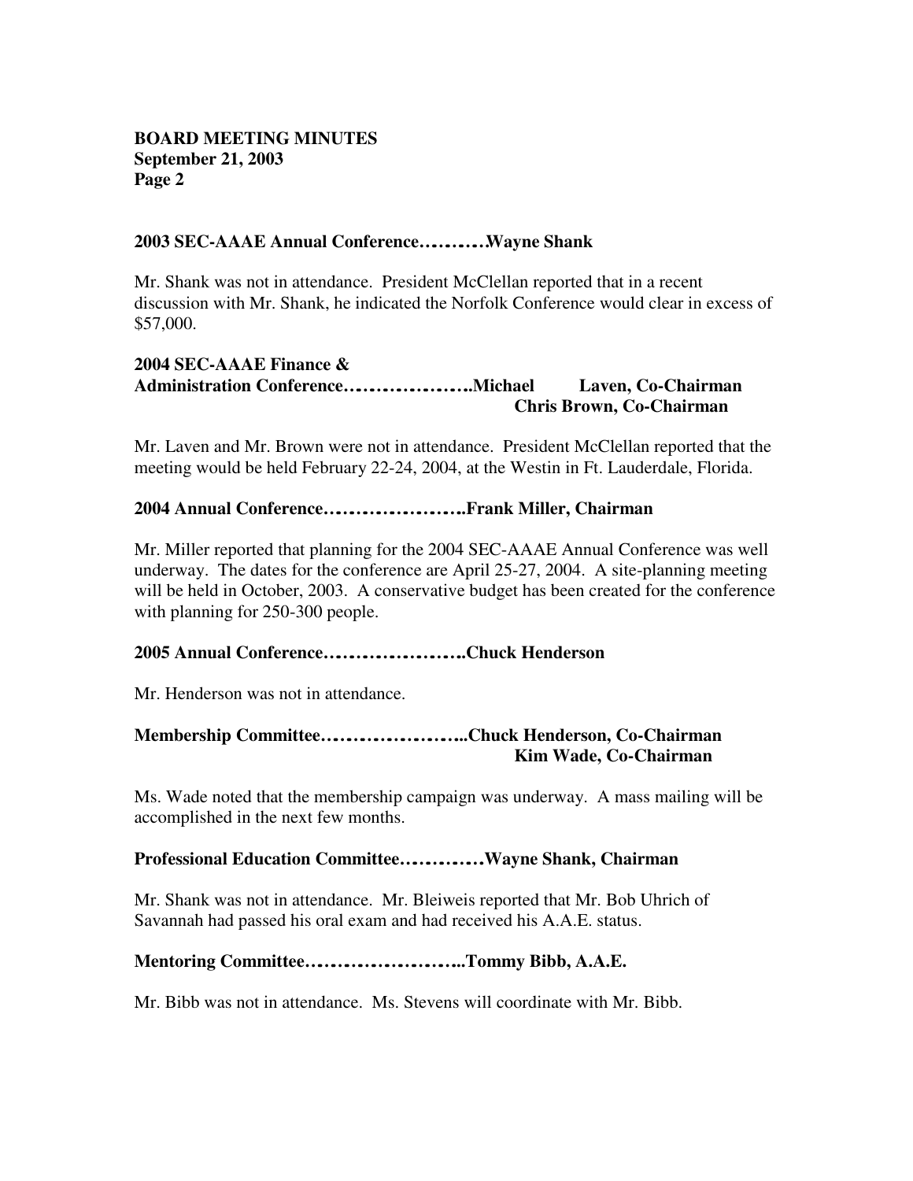**2003 SEC-AAAE Annual Conference……….Wayne Shank**

Mr. Shank was not in attendance. President McClellan reported that in a recent discussion with Mr. Shank, he indicated the Norfolk Conference would clear in excess of $57,000.

**2004 SEC-AAAE Finance & Administration Conference………………..Michael Laven, Co-Chairman**
**Chris Brown, Co-Chairman**

Mr. Laven and Mr. Brown were not in attendance. President McClellan reported that the meeting would be held February 22-24, 2004, at the Westin in Ft. Lauderdale, Florida.

**2004 Annual Conference…………………..Frank Miller, Chairman**

Mr. Miller reported that planning for the 2004 SEC-AAAE Annual Conference was well underway. The dates for the conference are April 25-27, 2004. A site-planning meeting will be held in October, 2003. A conservative budget has been created for the conference with planning for 250-300 people.

**2005 Annual Conference…………………..Chuck Henderson**

Mr. Henderson was not in attendance.

**Membership Committee…………………..Chuck Henderson, Co-Chairman**
**Kim Wade, Co-Chairman**

Ms. Wade noted that the membership campaign was underway. A mass mailing will be accomplished in the next few months.

**Professional Education Committee………….Wayne Shank, Chairman**

Mr. Shank was not in attendance. Mr. Bleiweis reported that Mr. Bob Uhrich of Savannah had passed his oral exam and had received his A.A.E. status.

**Mentoring Committee……………………..Tommy Bibb, A.A.E.**

Mr. Bibb was not in attendance. Ms. Stevens will coordinate with Mr. Bibb.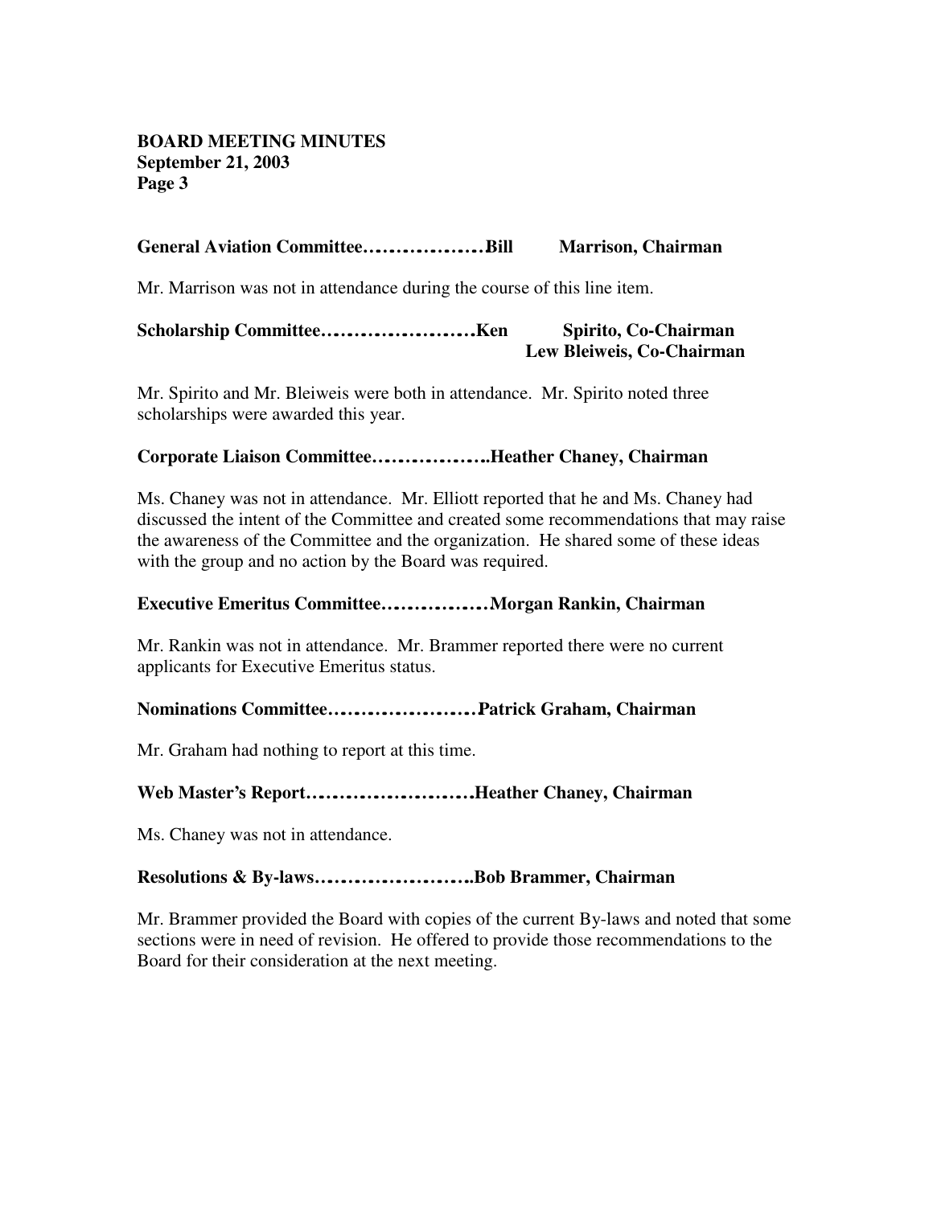**BOARD MEETING MINUTES**
**September 21, 2003**
**Page 3**

**General Aviation Committee………………Bill Marrison, Chairman**

Mr. Marrison was not in attendance during the course of this line item.

**Scholarship Committee……………………Ken Spirito, Co-Chairman**
**Lew Bleiweis, Co-Chairman**

Mr. Spirito and Mr. Bleiweis were both in attendance. Mr. Spirito noted three scholarships were awarded this year.

**Corporate Liaison Committee……………..Heather Chaney, Chairman**

Ms. Chaney was not in attendance. Mr. Elliott reported that he and Ms. Chaney had discussed the intent of the Committee and created some recommendations that may raise the awareness of the Committee and the organization. He shared some of these ideas with the group and no action by the Board was required.

**Executive Emeritus Committee…………….Morgan Rankin, Chairman**

Mr. Rankin was not in attendance. Mr. Brammer reported there were no current applicants for Executive Emeritus status.

**Nominations Committee…………………Patrick Graham, Chairman**

Mr. Graham had nothing to report at this time.

**Web Master's Report……………………Heather Chaney, Chairman**

Ms. Chaney was not in attendance.

**Resolutions & By-laws…………………..Bob Brammer, Chairman**

Mr. Brammer provided the Board with copies of the current By-laws and noted that some sections were in need of revision. He offered to provide those recommendations to the Board for their consideration at the next meeting.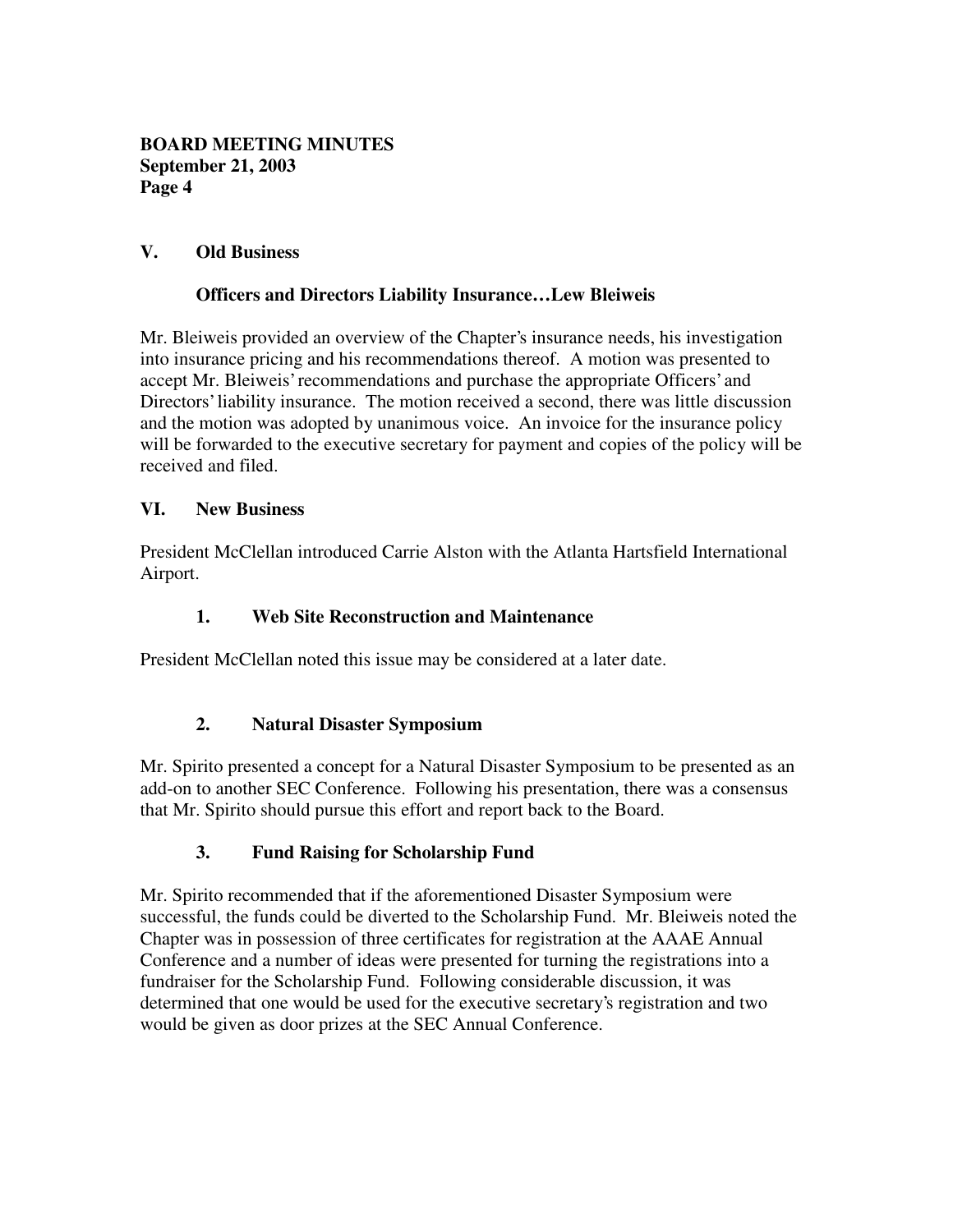## V. Old Business

### Officers and Directors Liability Insurance…Lew Bleiweis

Mr. Bleiweis provided an overview of the Chapter's insurance needs, his investigation into insurance pricing and his recommendations thereof. A motion was presented to accept Mr. Bleiweis' recommendations and purchase the appropriate Officers' and Directors' liability insurance. The motion received a second, there was little discussion and the motion was adopted by unanimous voice. An invoice for the insurance policy will be forwarded to the executive secretary for payment and copies of the policy will be received and filed.

## VI. New Business

President McClellan introduced Carrie Alston with the Atlanta Hartsfield International Airport.

### 1. Web Site Reconstruction and Maintenance

President McClellan noted this issue may be considered at a later date.

### 2. Natural Disaster Symposium

Mr. Spirito presented a concept for a Natural Disaster Symposium to be presented as an add-on to another SEC Conference. Following his presentation, there was a consensus that Mr. Spirito should pursue this effort and report back to the Board.

### 3. Fund Raising for Scholarship Fund

Mr. Spirito recommended that if the aforementioned Disaster Symposium were successful, the funds could be diverted to the Scholarship Fund. Mr. Bleiweis noted the Chapter was in possession of three certificates for registration at the AAAE Annual Conference and a number of ideas were presented for turning the registrations into a fundraiser for the Scholarship Fund. Following considerable discussion, it was determined that one would be used for the executive secretary's registration and two would be given as door prizes at the SEC Annual Conference.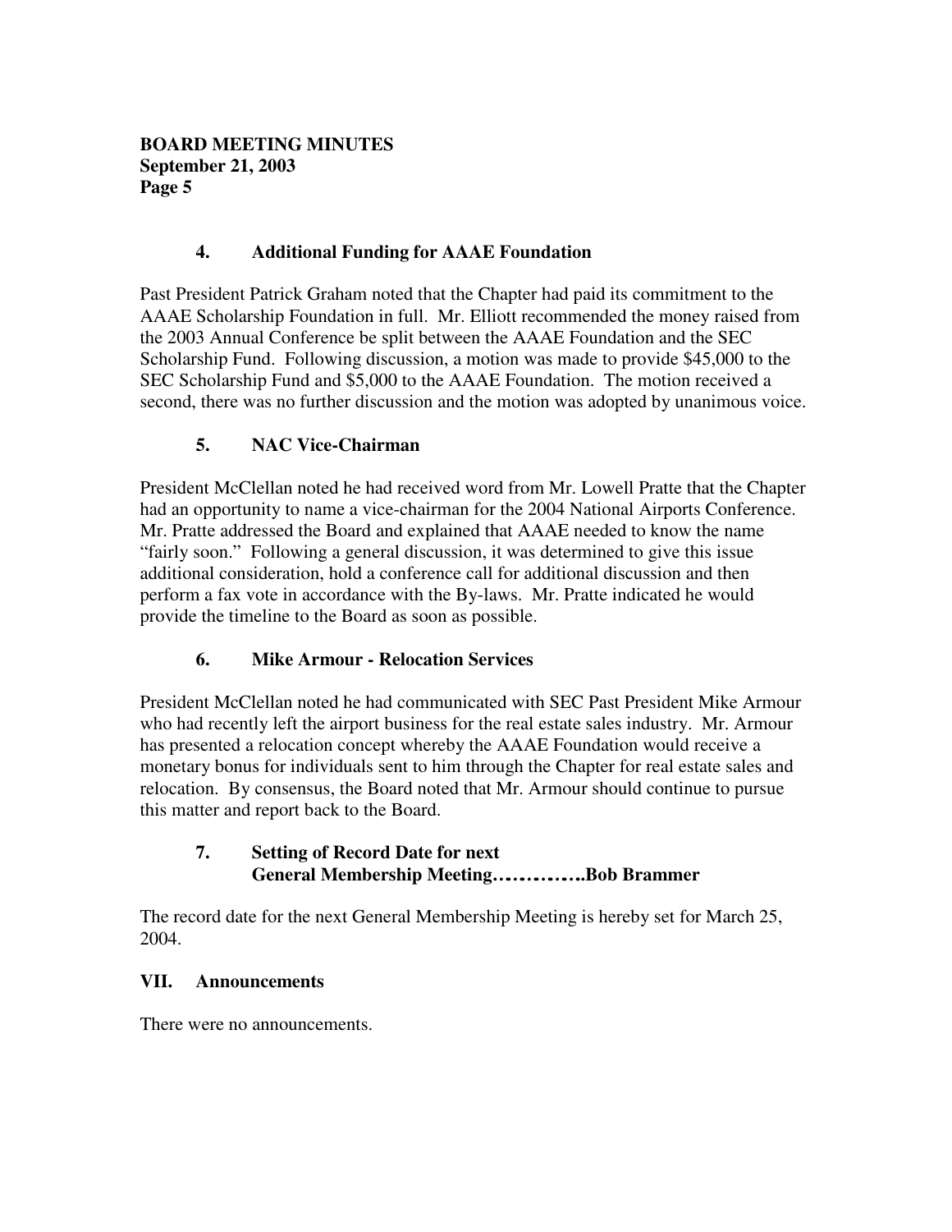### 4. Additional Funding for AAAE Foundation

Past President Patrick Graham noted that the Chapter had paid its commitment to the AAAE Scholarship Foundation in full. Mr. Elliott recommended the money raised from the 2003 Annual Conference be split between the AAAE Foundation and the SEC Scholarship Fund. Following discussion, a motion was made to provide $45,000 to the SEC Scholarship Fund and $5,000 to the AAAE Foundation. The motion received a second, there was no further discussion and the motion was adopted by unanimous voice.

### 5. NAC Vice-Chairman

President McClellan noted he had received word from Mr. Lowell Pratte that the Chapter had an opportunity to name a vice-chairman for the 2004 National Airports Conference. Mr. Pratte addressed the Board and explained that AAAE needed to know the name "fairly soon." Following a general discussion, it was determined to give this issue additional consideration, hold a conference call for additional discussion and then perform a fax vote in accordance with the By-laws. Mr. Pratte indicated he would provide the timeline to the Board as soon as possible.

### 6. Mike Armour - Relocation Services

President McClellan noted he had communicated with SEC Past President Mike Armour who had recently left the airport business for the real estate sales industry. Mr. Armour has presented a relocation concept whereby the AAAE Foundation would receive a monetary bonus for individuals sent to him through the Chapter for real estate sales and relocation. By consensus, the Board noted that Mr. Armour should continue to pursue this matter and report back to the Board.

### 7. Setting of Record Date for next General Membership Meeting………….Bob Brammer

The record date for the next General Membership Meeting is hereby set for March 25, 2004.

## VII. Announcements

There were no announcements.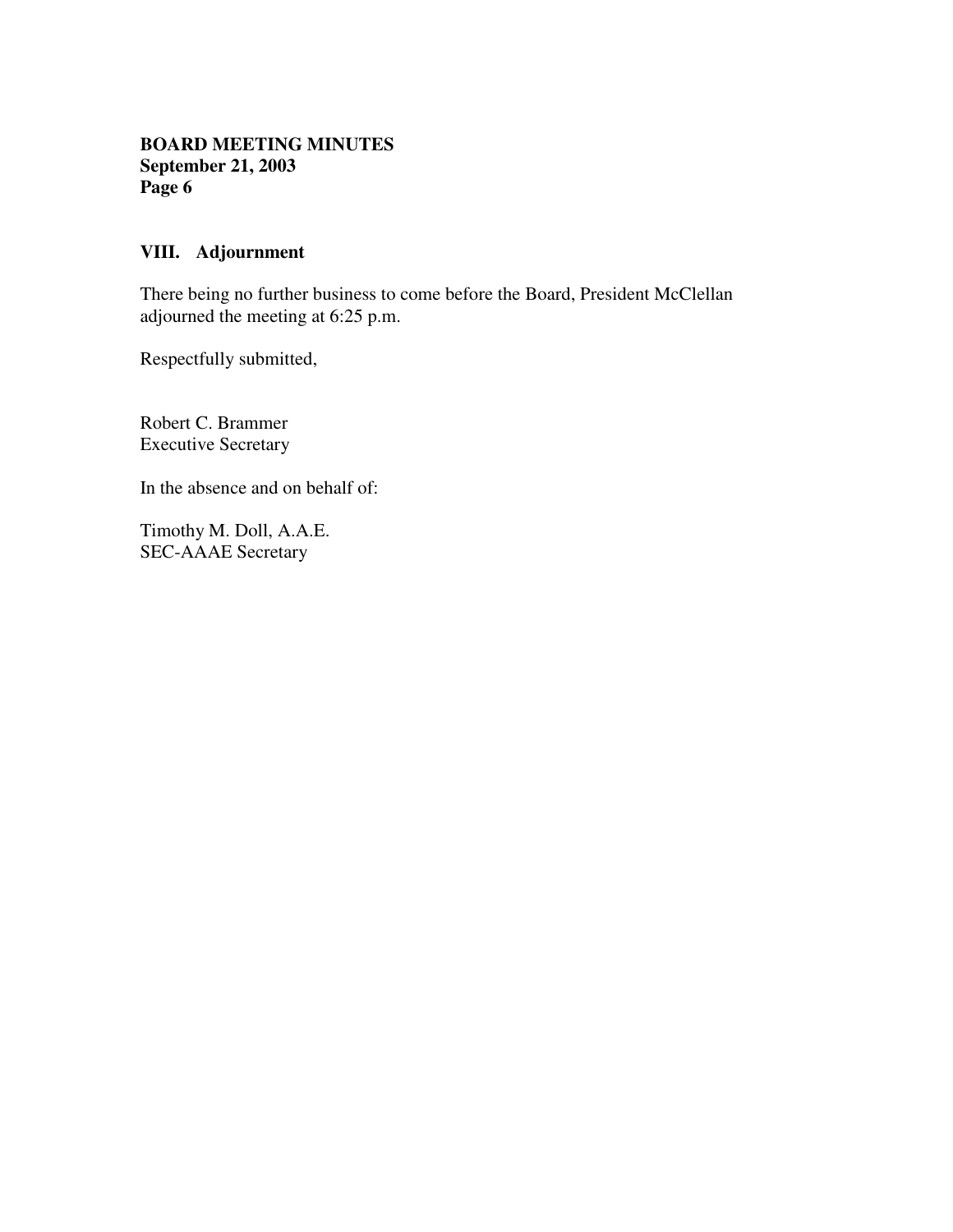## VIII. Adjournment

There being no further business to come before the Board, President McClellan adjourned the meeting at 6:25 p.m.

Respectfully submitted,

Robert C. Brammer
Executive Secretary

In the absence and on behalf of:

Timothy M. Doll, A.A.E.
SEC-AAAE Secretary